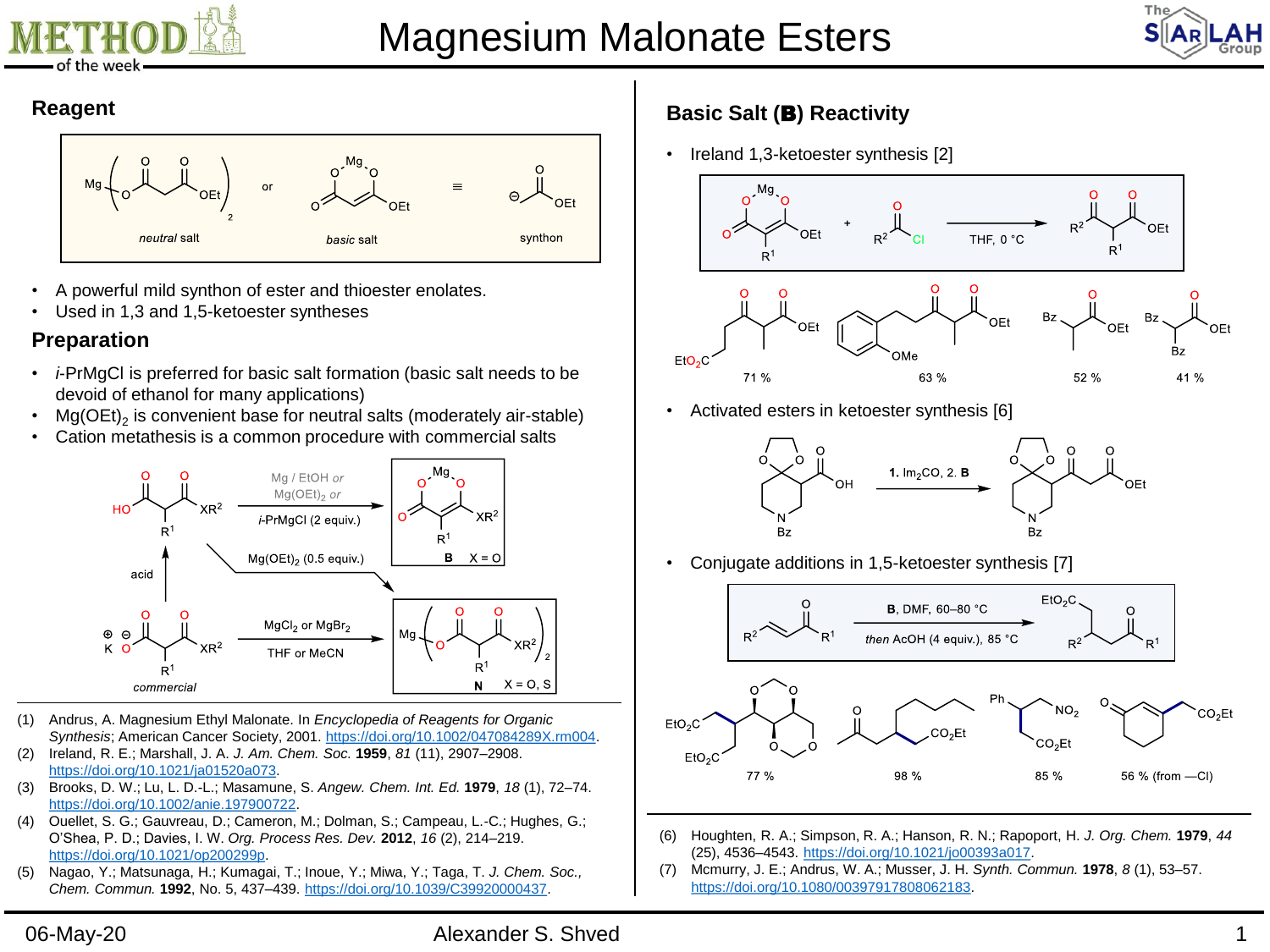# Magnesium Malonate Esters

## Reagent

*neutral* salt or *basic* salt ≡ synthon

- A powerful mild synthon of ester and thioester enolates.
- Used in 1,3 and 1,5-ketoester syntheses

## Preparation

- *i*-PrMgCl is preferred for basic salt formation (basic salt needs to be devoid of ethanol for many applications)
- $Mg(OEt)_2$ is convenient base for neutral salts (moderately air-stable)
- Cation metathesis is a common procedure with commercial salts

Mg / EtOH *or* $Mg(OEt)_2$ *or* *i*-PrMgCl (2 equiv.) → **B** X = O

$Mg(OEt)_2$ (0.5 equiv.) → **N** X = O, S

commercial: $MgCl_2$ or $MgBr_2$, THF or MeCN → **N**

acid

## Basic Salt (B) Reactivity

- Ireland 1,3-ketoester synthesis [2]

THF, 0 °C

71 %, 63 %, 52 %, 41 %

- Activated esters in ketoester synthesis [6]

1. $Im_2CO$, 2. **B**

- Conjugate additions in 1,5-ketoester synthesis [7]

**B**, DMF, 60–80 °C; *then* AcOH (4 equiv.), 85 °C

77 %, 98 %, 85 %, 56 % (from —Cl)

(1) Andrus, A. Magnesium Ethyl Malonate. In *Encyclopedia of Reagents for Organic Synthesis*; American Cancer Society, 2001. https://doi.org/10.1002/047084289X.rm004.

(2) Ireland, R. E.; Marshall, J. A. *J. Am. Chem. Soc.* **1959**, *81* (11), 2907–2908. https://doi.org/10.1021/ja01520a073.

(3) Brooks, D. W.; Lu, L. D.-L.; Masamune, S. *Angew. Chem. Int. Ed.* **1979**, *18* (1), 72–74. https://doi.org/10.1002/anie.197900722.

(4) Ouellet, S. G.; Gauvreau, D.; Cameron, M.; Dolman, S.; Campeau, L.-C.; Hughes, G.; O'Shea, P. D.; Davies, I. W. *Org. Process Res. Dev.* **2012**, *16* (2), 214–219. https://doi.org/10.1021/op200299p.

(5) Nagao, Y.; Matsunaga, H.; Kumagai, T.; Inoue, Y.; Miwa, Y.; Taga, T. *J. Chem. Soc., Chem. Commun.* **1992**, No. 5, 437–439. https://doi.org/10.1039/C39920000437.

(6) Houghten, R. A.; Simpson, R. A.; Hanson, R. N.; Rapoport, H. *J. Org. Chem.* **1979**, *44* (25), 4536–4543. https://doi.org/10.1021/jo00393a017.

(7) Mcmurry, J. E.; Andrus, W. A.; Musser, J. H. *Synth. Commun.* **1978**, *8* (1), 53–57. https://doi.org/10.1080/00397917808062183.

06-May-20 Alexander S. Shved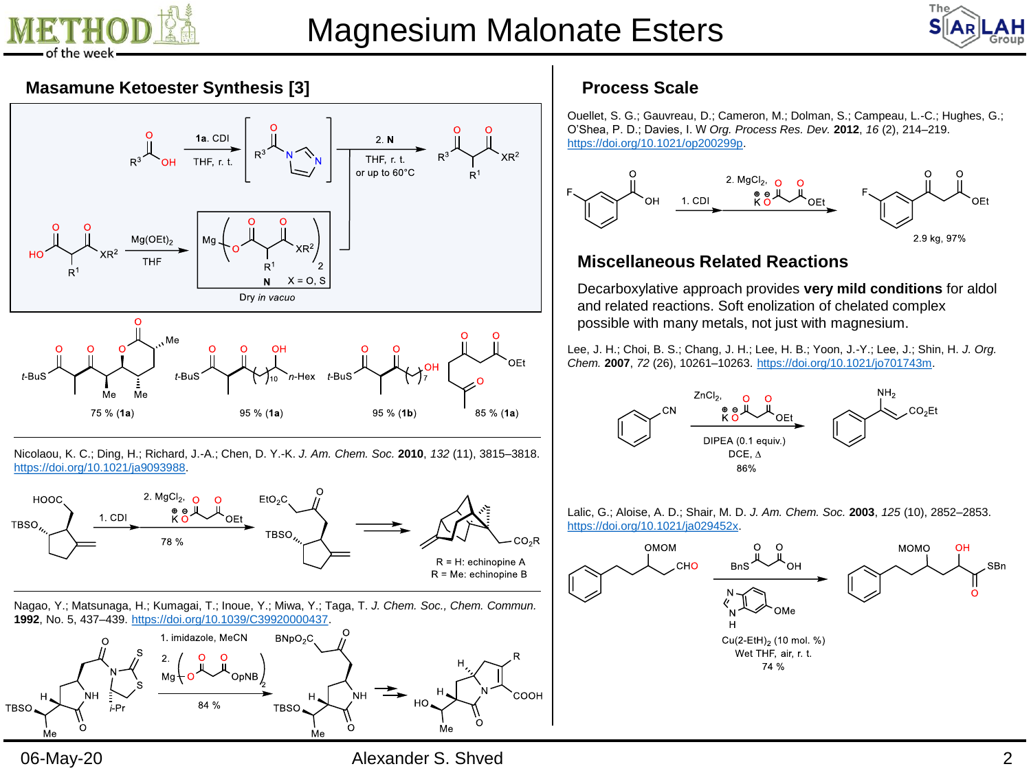# Magnesium Malonate Esters

## Masamune Ketoester Synthesis [3]

1a. CDI, THF, r. t.

2. N, THF, r. t. or up to 60°C

$Mg(OEt)_2$, THF

N: X = O, S

Dry *in vacuo*

75 % (1a)　95 % (1a)　95 % (1b)　85 % (1a)

Nicolaou, K. C.; Ding, H.; Richard, J.-A.; Chen, D. Y.-K. *J. Am. Chem. Soc.* **2010**, *132* (11), 3815–3818. https://doi.org/10.1021/ja9093988.

1. CDI
2. $MgCl_2$, KO(C=O)CH2CO2Et

78 %

R = H: echinopine A
R = Me: echinopine B

Nagao, Y.; Matsunaga, H.; Kumagai, T.; Inoue, Y.; Miwa, Y.; Taga, T. *J. Chem. Soc., Chem. Commun.* **1992**, No. 5, 437–439. https://doi.org/10.1039/C39920000437.

1. imidazole, MeCN
2. Mg(O(C=O)CH2CO2PNB)$_2$

84 %

## Process Scale

Ouellet, S. G.; Gauvreau, D.; Cameron, M.; Dolman, S.; Campeau, L.-C.; Hughes, G.; O'Shea, P. D.; Davies, I. W *Org. Process Res. Dev.* **2012**, *16* (2), 214–219. https://doi.org/10.1021/op200299p.

1. CDI
2. $MgCl_2$, KO(C=O)CH2CO2Et

2.9 kg, 97%

## Miscellaneous Related Reactions

Decarboxylative approach provides **very mild conditions** for aldol and related reactions. Soft enolization of chelated complex possible with many metals, not just with magnesium.

Lee, J. H.; Choi, B. S.; Chang, J. H.; Lee, H. B.; Yoon, J.-Y.; Lee, J.; Shin, H. *J. Org. Chem.* **2007**, *72* (26), 10261–10263. https://doi.org/10.1021/jo701743m.

$ZnCl_2$, KO(C=O)CH2CO2Et

DIPEA (0.1 equiv.)

DCE, Δ

86%

Lalic, G.; Aloise, A. D.; Shair, M. D. *J. Am. Chem. Soc.* **2003**, *125* (10), 2852–2853. https://doi.org/10.1021/ja029452x.

$Cu(2\text{-}EtH)_2$ (10 mol. %)

Wet THF, air, r. t.

74 %